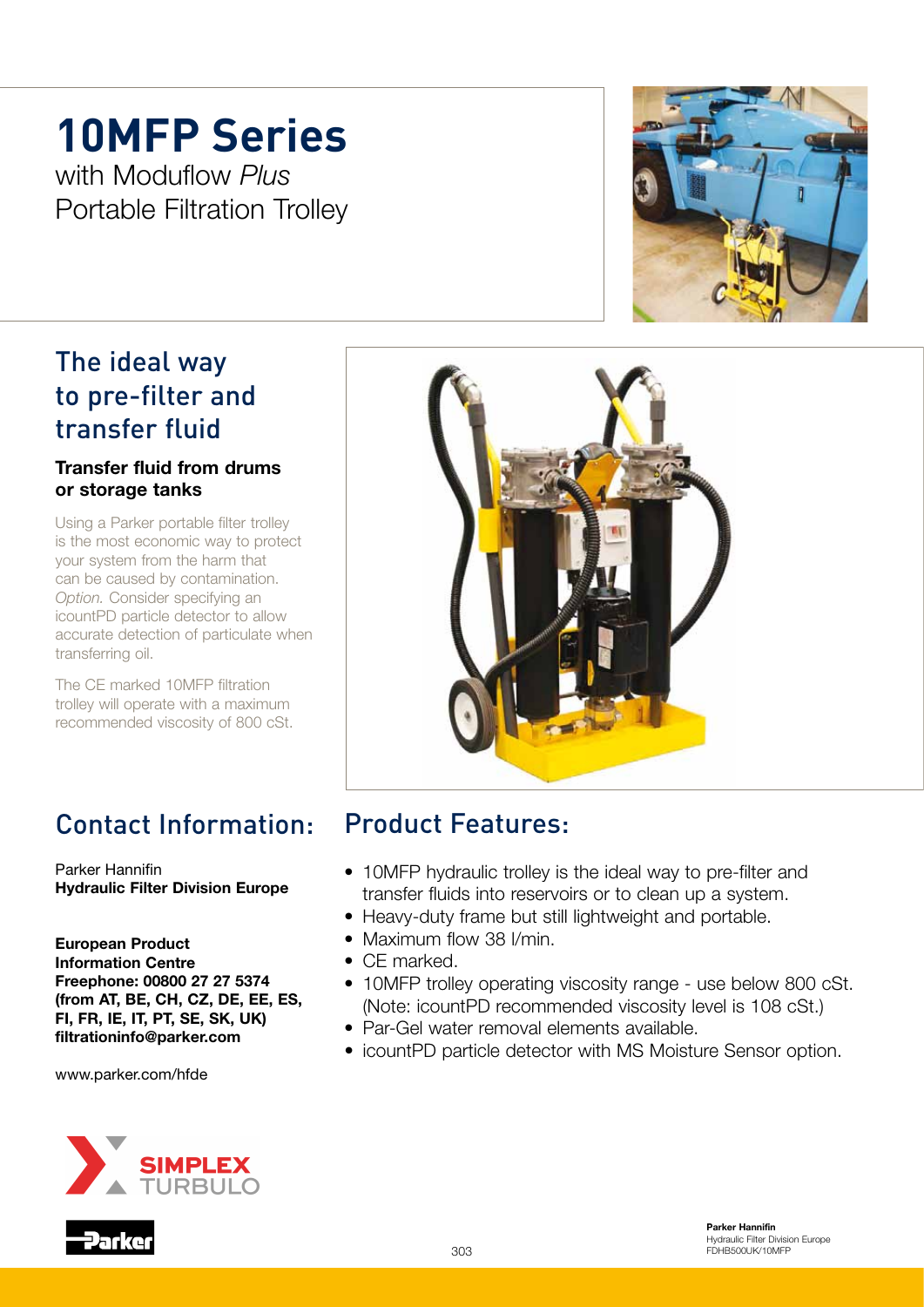# 10MFP Series

with Moduflow *Plus*
Portable Filtration Trolley

## The ideal way to pre-filter and transfer fluid

### Transfer fluid from drums or storage tanks

Using a Parker portable filter trolley is the most economic way to protect your system from the harm that can be caused by contamination. *Option.* Consider specifying an icountPD particle detector to allow accurate detection of particulate when transferring oil.

The CE marked 10MFP filtration trolley will operate with a maximum recommended viscosity of 800 cSt.

## Contact Information:

Parker Hannifin
**Hydraulic Filter Division Europe**

**European Product Information Centre**
**Freephone: 00800 27 27 5374**
**(from AT, BE, CH, CZ, DE, EE, ES, FI, FR, IE, IT, PT, SE, SK, UK)**
**filtrationinfo@parker.com**

www.parker.com/hfde

## Product Features:

- 10MFP hydraulic trolley is the ideal way to pre-filter and transfer fluids into reservoirs or to clean up a system.
- Heavy-duty frame but still lightweight and portable.
- Maximum flow 38 l/min.
- CE marked.
- 10MFP trolley operating viscosity range - use below 800 cSt. (Note: icountPD recommended viscosity level is 108 cSt.)
- Par-Gel water removal elements available.
- icountPD particle detector with MS Moisture Sensor option.

SIMPLEX TURBULO

Parker

**Parker Hannifin**
Hydraulic Filter Division Europe
FDHB500UK/10MFP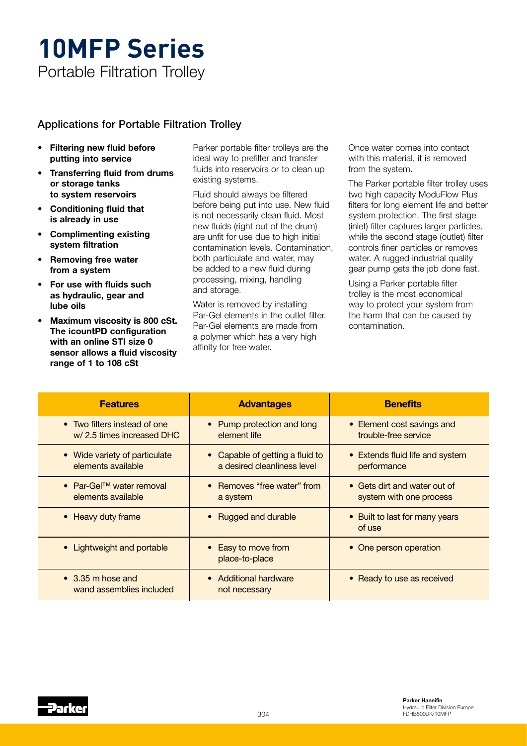# 10MFP Series

Portable Filtration Trolley

## Applications for Portable Filtration Trolley

- **Filtering new fluid before putting into service**
- **Transferring fluid from drums or storage tanks to system reservoirs**
- **Conditioning fluid that is already in use**
- **Complimenting existing system filtration**
- **Removing free water from a system**
- **For use with fluids such as hydraulic, gear and lube oils**
- **Maximum viscosity is 800 cSt. The icountPD configuration with an online STI size 0 sensor allows a fluid viscosity range of 1 to 108 cSt**

Parker portable filter trolleys are the ideal way to prefilter and transfer fluids into reservoirs or to clean up existing systems.

Fluid should always be filtered before being put into use. New fluid is not necessarily clean fluid. Most new fluids (right out of the drum) are unfit for use due to high initial contamination levels. Contamination, both particulate and water, may be added to a new fluid during processing, mixing, handling and storage.

Water is removed by installing Par-Gel elements in the outlet filter. Par-Gel elements are made from a polymer which has a very high affinity for free water. Once water comes into contact with this material, it is removed from the system.

The Parker portable filter trolley uses two high capacity ModuFlow Plus filters for long element life and better system protection. The first stage (inlet) filter captures larger particles, while the second stage (outlet) filter controls finer particles or removes water. A rugged industrial quality gear pump gets the job done fast.

Using a Parker portable filter trolley is the most economical way to protect your system from the harm that can be caused by contamination.

| Features | Advantages | Benefits |
|---|---|---|
| • Two filters instead of one w/ 2.5 times increased DHC | • Pump protection and long element life | • Element cost savings and trouble-free service |
| • Wide variety of particulate elements available | • Capable of getting a fluid to a desired cleanliness level | • Extends fluid life and system performance |
| • Par-Gel™ water removal elements available | • Removes "free water" from a system | • Gets dirt and water out of system with one process |
| • Heavy duty frame | • Rugged and durable | • Built to last for many years of use |
| • Lightweight and portable | • Easy to move from place-to-place | • One person operation |
| • 3.35 m hose and wand assemblies included | • Additional hardware not necessary | • Ready to use as received |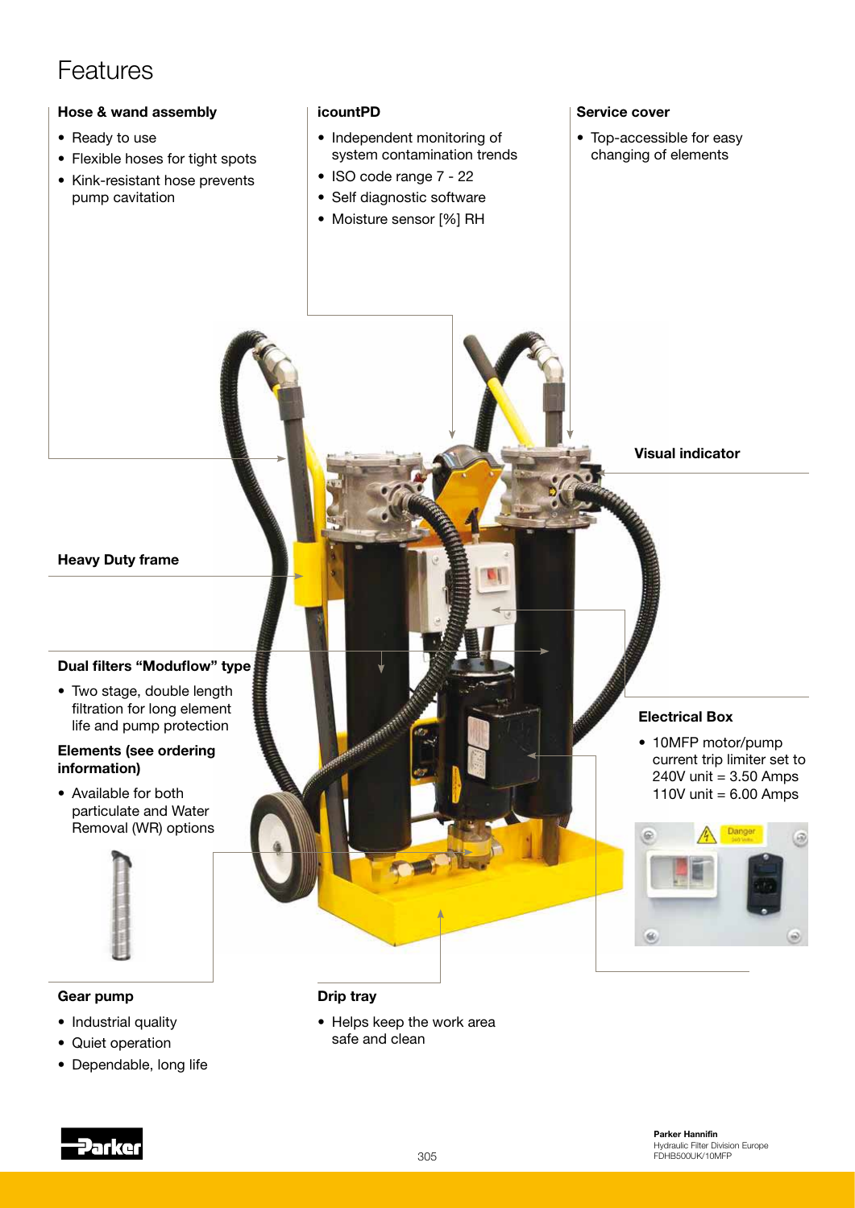# Features

### Hose & wand assembly

- Ready to use
- Flexible hoses for tight spots
- Kink-resistant hose prevents pump cavitation

### icountPD

- Independent monitoring of system contamination trends
- ISO code range 7 - 22
- Self diagnostic software
- Moisture sensor [%] RH

### Service cover

- Top-accessible for easy changing of elements

### Visual indicator

### Heavy Duty frame

### Dual filters “Moduflow” type

- Two stage, double length filtration for long element life and pump protection

### Elements (see ordering information)

- Available for both particulate and Water Removal (WR) options

### Electrical Box

- 10MFP motor/pump current trip limiter set to 240V unit = 3.50 Amps 110V unit = 6.00 Amps

### Gear pump

- Industrial quality
- Quiet operation
- Dependable, long life

### Drip tray

- Helps keep the work area safe and clean

**Parker Hannifin**
Hydraulic Filter Division Europe
FDHB500UK/10MFP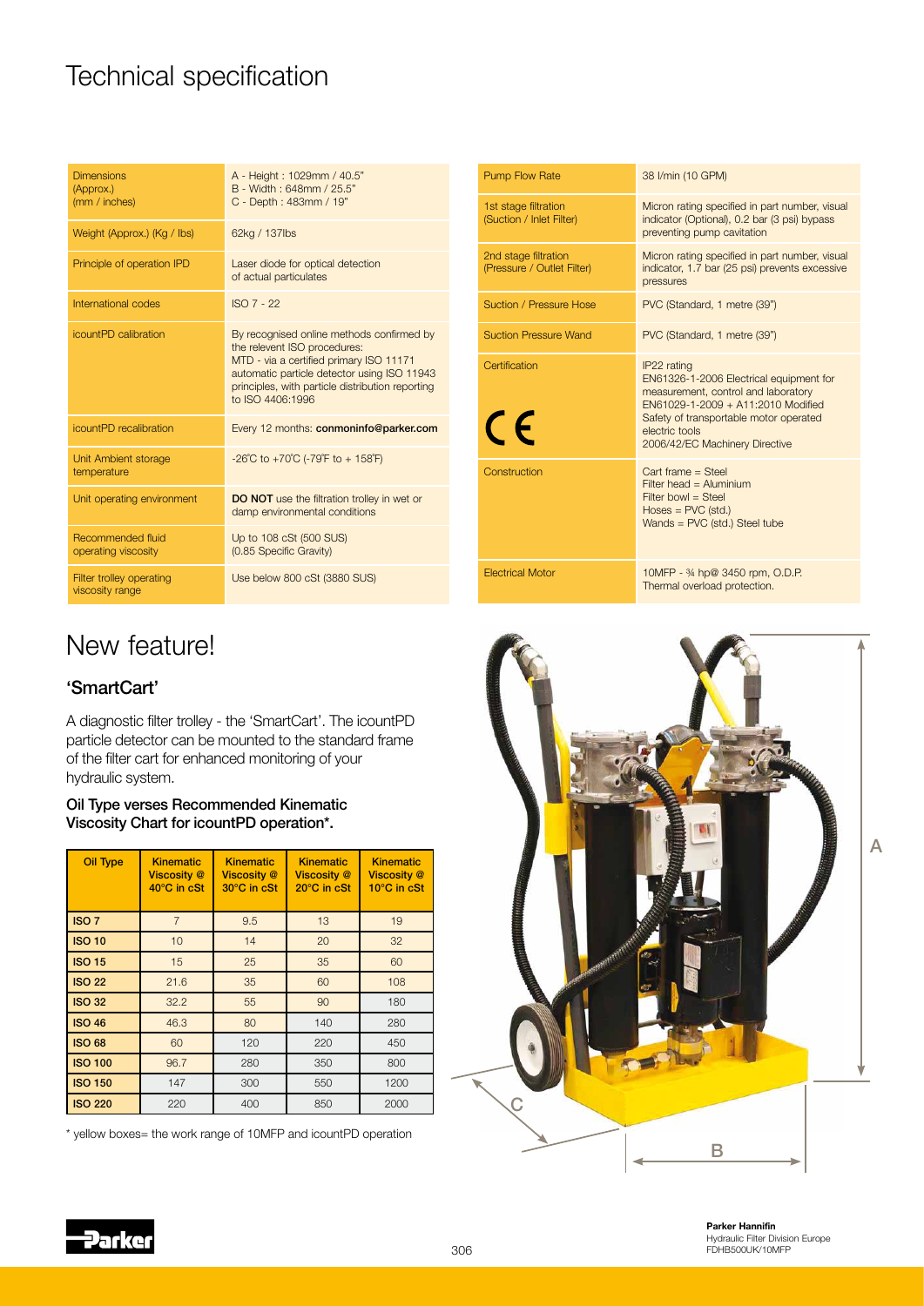# Technical specification

| | |
|---|---|
| Dimensions (Approx.) (mm / inches) | A - Height : 1029mm / 40.5"<br>B - Width : 648mm / 25.5"<br>C - Depth : 483mm / 19" |
| Weight (Approx.) (Kg / lbs) | 62kg / 137lbs |
| Principle of operation IPD | Laser diode for optical detection of actual particulates |
| International codes | ISO 7 - 22 |
| icountPD calibration | By recognised online methods confirmed by the relevent ISO procedures:<br>MTD - via a certified primary ISO 11171 automatic particle detector using ISO 11943 principles, with particle distribution reporting to ISO 4406:1996 |
| icountPD recalibration | Every 12 months: **conmoninfo@parker.com** |
| Unit Ambient storage temperature | -26˚C to +70˚C (-79˚F to + 158˚F) |
| Unit operating environment | **DO NOT** use the filtration trolley in wet or damp environmental conditions |
| Recommended fluid operating viscosity | Up to 108 cSt (500 SUS) (0.85 Specific Gravity) |
| Filter trolley operating viscosity range | Use below 800 cSt (3880 SUS) |

| | |
|---|---|
| Pump Flow Rate | 38 l/min (10 GPM) |
| 1st stage filtration (Suction / Inlet Filter) | Micron rating specified in part number, visual indicator (Optional), 0.2 bar (3 psi) bypass preventing pump cavitation |
| 2nd stage filtration (Pressure / Outlet Filter) | Micron rating specified in part number, visual indicator, 1.7 bar (25 psi) prevents excessive pressures |
| Suction / Pressure Hose | PVC (Standard, 1 metre (39") |
| Suction Pressure Wand | PVC (Standard, 1 metre (39") |
| Certification<br>CE | IP22 rating<br>EN61326-1-2006 Electrical equipment for measurement, control and laboratory<br>EN61029-1-2009 + A11:2010 Modified Safety of transportable motor operated electric tools<br>2006/42/EC Machinery Directive |
| Construction | Cart frame = Steel<br>Filter head = Aluminium<br>Filter bowl = Steel<br>Hoses = PVC (std.)<br>Wands = PVC (std.) Steel tube |
| Electrical Motor | 10MFP - ¾ hp@ 3450 rpm, O.D.P.<br>Thermal overload protection. |

# New feature!

## 'SmartCart'

A diagnostic filter trolley - the 'SmartCart'. The icountPD particle detector can be mounted to the standard frame of the filter cart for enhanced monitoring of your hydraulic system.

### Oil Type verses Recommended Kinematic Viscosity Chart for icountPD operation*.

| Oil Type | Kinematic Viscosity @ 40°C in cSt | Kinematic Viscosity @ 30°C in cSt | Kinematic Viscosity @ 20°C in cSt | Kinematic Viscosity @ 10°C in cSt |
|---|---|---|---|---|
| ISO 7 | 7 | 9.5 | 13 | 19 |
| ISO 10 | 10 | 14 | 20 | 32 |
| ISO 15 | 15 | 25 | 35 | 60 |
| ISO 22 | 21.6 | 35 | 60 | 108 |
| ISO 32 | 32.2 | 55 | 90 | 180 |
| ISO 46 | 46.3 | 80 | 140 | 280 |
| ISO 68 | 60 | 120 | 220 | 450 |
| ISO 100 | 96.7 | 280 | 350 | 800 |
| ISO 150 | 147 | 300 | 550 | 1200 |
| ISO 220 | 220 | 400 | 850 | 2000 |

\* yellow boxes= the work range of 10MFP and icountPD operation

A

C

B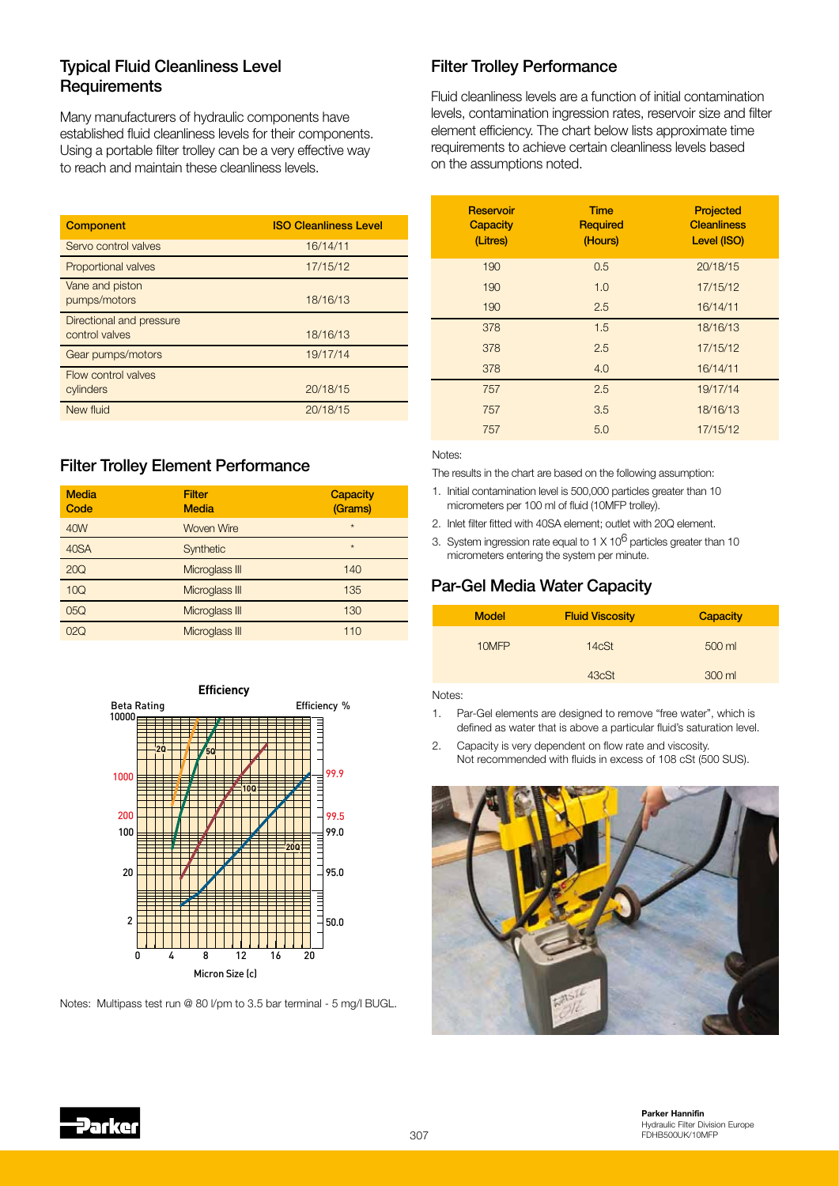## Typical Fluid Cleanliness Level Requirements

Many manufacturers of hydraulic components have established fluid cleanliness levels for their components. Using a portable filter trolley can be a very effective way to reach and maintain these cleanliness levels.

| Component | ISO Cleanliness Level |
|---|---|
| Servo control valves | 16/14/11 |
| Proportional valves | 17/15/12 |
| Vane and piston pumps/motors | 18/16/13 |
| Directional and pressure control valves | 18/16/13 |
| Gear pumps/motors | 19/17/14 |
| Flow control valves cylinders | 20/18/15 |
| New fluid | 20/18/15 |

## Filter Trolley Element Performance

| Media Code | Filter Media | Capacity (Grams) |
|---|---|---|
| 40W | Woven Wire | * |
| 40SA | Synthetic | * |
| 20Q | Microglass III | 140 |
| 10Q | Microglass III | 135 |
| 05Q | Microglass III | 130 |
| 02Q | Microglass III | 110 |

Notes: Multipass test run @ 80 l/pm to 3.5 bar terminal - 5 mg/l BUGL.

## Filter Trolley Performance

Fluid cleanliness levels are a function of initial contamination levels, contamination ingression rates, reservoir size and filter element efficiency. The chart below lists approximate time requirements to achieve certain cleanliness levels based on the assumptions noted.

| Reservoir Capacity (Litres) | Time Required (Hours) | Projected Cleanliness Level (ISO) |
|---|---|---|
| 190 | 0.5 | 20/18/15 |
| 190 | 1.0 | 17/15/12 |
| 190 | 2.5 | 16/14/11 |
| 378 | 1.5 | 18/16/13 |
| 378 | 2.5 | 17/15/12 |
| 378 | 4.0 | 16/14/11 |
| 757 | 2.5 | 19/17/14 |
| 757 | 3.5 | 18/16/13 |
| 757 | 5.0 | 17/15/12 |

Notes:

The results in the chart are based on the following assumption:

1. Initial contamination level is 500,000 particles greater than 10 micrometers per 100 ml of fluid (10MFP trolley).
2. Inlet filter fitted with 40SA element; outlet with 20Q element.
3. System ingression rate equal to $1 \times 10^6$ particles greater than 10 micrometers entering the system per minute.

## Par-Gel Media Water Capacity

| Model | Fluid Viscosity | Capacity |
|---|---|---|
| 10MFP | 14cSt | 500 ml |
| | 43cSt | 300 ml |

Notes:

1. Par-Gel elements are designed to remove "free water", which is defined as water that is above a particular fluid's saturation level.
2. Capacity is very dependent on flow rate and viscosity. Not recommended with fluids in excess of 108 cSt (500 SUS).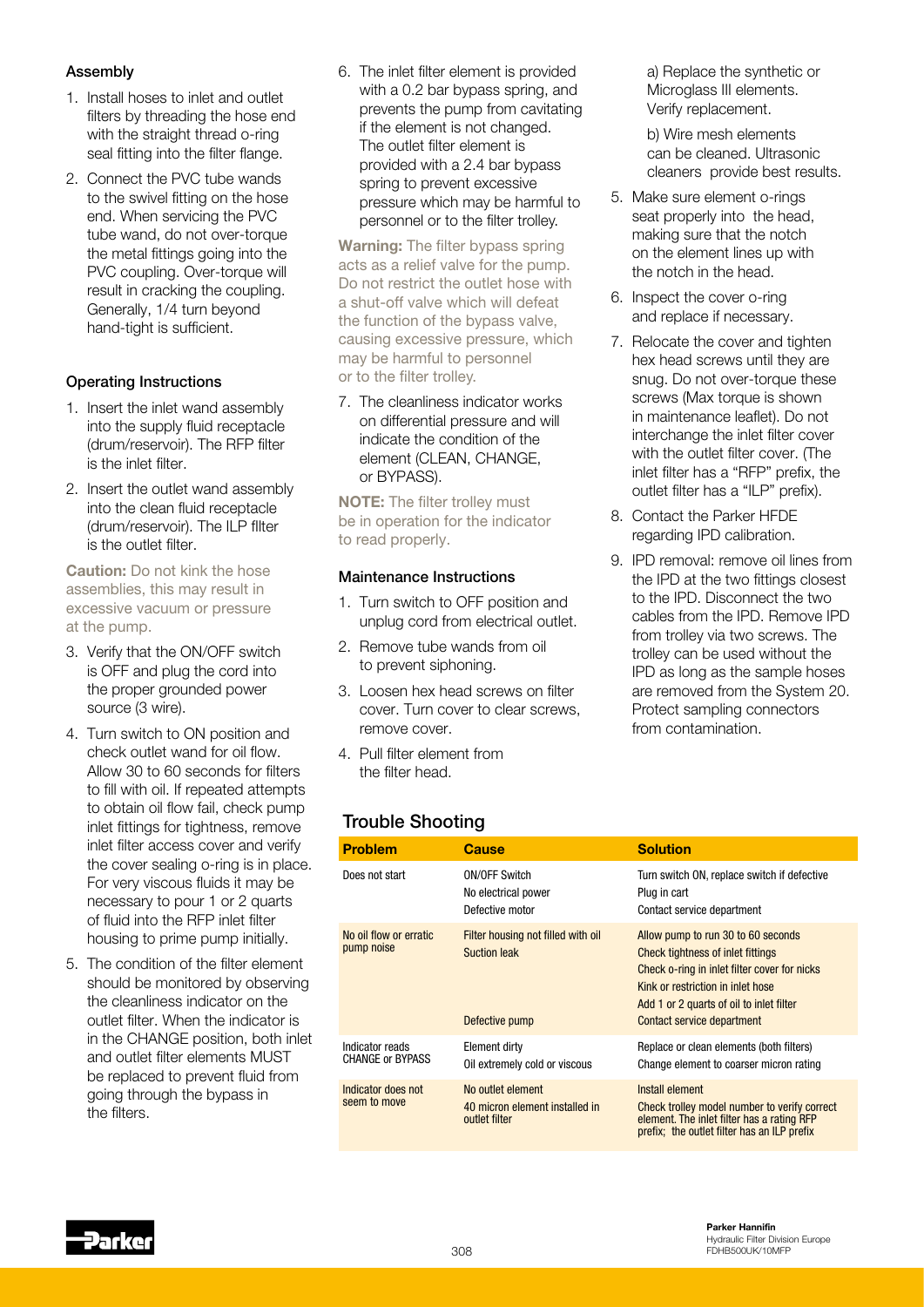### Assembly

1. Install hoses to inlet and outlet filters by threading the hose end with the straight thread o-ring seal fitting into the filter flange.
2. Connect the PVC tube wands to the swivel fitting on the hose end. When servicing the PVC tube wand, do not over-torque the metal fittings going into the PVC coupling. Over-torque will result in cracking the coupling. Generally, 1/4 turn beyond hand-tight is sufficient.

### Operating Instructions

1. Insert the inlet wand assembly into the supply fluid receptacle (drum/reservoir). The RFP filter is the inlet filter.
2. Insert the outlet wand assembly into the clean fluid receptacle (drum/reservoir). The ILP fllter is the outlet filter.

**Caution:** Do not kink the hose assemblies, this may result in excessive vacuum or pressure at the pump.

3. Verify that the ON/OFF switch is OFF and plug the cord into the proper grounded power source (3 wire).
4. Turn switch to ON position and check outlet wand for oil flow. Allow 30 to 60 seconds for filters to fill with oil. If repeated attempts to obtain oil flow fail, check pump inlet fittings for tightness, remove inlet filter access cover and verify the cover sealing o-ring is in place. For very viscous fluids it may be necessary to pour 1 or 2 quarts of fluid into the RFP inlet filter housing to prime pump initially.
5. The condition of the filter element should be monitored by observing the cleanliness indicator on the outlet filter. When the indicator is in the CHANGE position, both inlet and outlet filter elements MUST be replaced to prevent fluid from going through the bypass in the filters.
6. The inlet filter element is provided with a 0.2 bar bypass spring, and prevents the pump from cavitating if the element is not changed. The outlet filter element is provided with a 2.4 bar bypass spring to prevent excessive pressure which may be harmful to personnel or to the filter trolley.

**Warning:** The filter bypass spring acts as a relief valve for the pump. Do not restrict the outlet hose with a shut-off valve which will defeat the function of the bypass valve, causing excessive pressure, which may be harmful to personnel or to the filter trolley.

7. The cleanliness indicator works on differential pressure and will indicate the condition of the element (CLEAN, CHANGE, or BYPASS).

**NOTE:** The filter trolley must be in operation for the indicator to read properly.

### Maintenance Instructions

1. Turn switch to OFF position and unplug cord from electrical outlet.
2. Remove tube wands from oil to prevent siphoning.
3. Loosen hex head screws on filter cover. Turn cover to clear screws, remove cover.
4. Pull filter element from the filter head.

   a) Replace the synthetic or Microglass III elements. Verify replacement.

   b) Wire mesh elements can be cleaned. Ultrasonic cleaners provide best results.
5. Make sure element o-rings seat properly into the head, making sure that the notch on the element lines up with the notch in the head.
6. Inspect the cover o-ring and replace if necessary.
7. Relocate the cover and tighten hex head screws until they are snug. Do not over-torque these screws (Max torque is shown in maintenance leaflet). Do not interchange the inlet filter cover with the outlet filter cover. (The inlet filter has a "RFP" prefix, the outlet filter has a "ILP" prefix).
8. Contact the Parker HFDE regarding IPD calibration.
9. IPD removal: remove oil lines from the IPD at the two fittings closest to the IPD. Disconnect the two cables from the IPD. Remove IPD from trolley via two screws. The trolley can be used without the IPD as long as the sample hoses are removed from the System 20. Protect sampling connectors from contamination.

## Trouble Shooting

| Problem | Cause | Solution |
|---|---|---|
| Does not start | ON/OFF Switch<br>No electrical power<br>Defective motor | Turn switch ON, replace switch if defective<br>Plug in cart<br>Contact service department |
| No oil flow or erratic pump noise | Filter housing not filled with oil<br>Suction leak<br><br><br>Defective pump | Allow pump to run 30 to 60 seconds<br>Check tightness of inlet fittings<br>Check o-ring in inlet filter cover for nicks<br>Kink or restriction in inlet hose<br>Add 1 or 2 quarts of oil to inlet filter<br>Contact service department |
| Indicator reads CHANGE or BYPASS | Element dirty<br>Oil extremely cold or viscous | Replace or clean elements (both filters)<br>Change element to coarser micron rating |
| Indicator does not seem to move | No outlet element<br>40 micron element installed in outlet filter | Install element<br>Check trolley model number to verify correct element. The inlet filter has a rating RFP prefix; the outlet filter has an ILP prefix |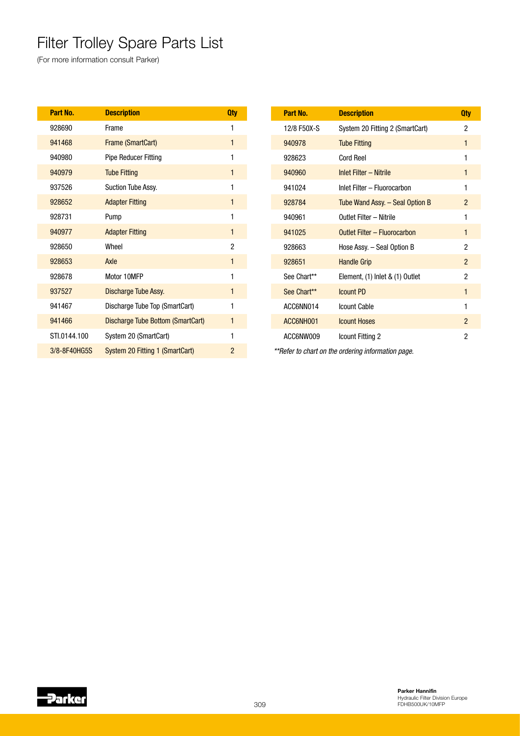# Filter Trolley Spare Parts List

(For more information consult Parker)

| Part No. | Description | Qty |
|---|---|---|
| 928690 | Frame | 1 |
| 941468 | Frame (SmartCart) | 1 |
| 940980 | Pipe Reducer Fitting | 1 |
| 940979 | Tube Fitting | 1 |
| 937526 | Suction Tube Assy. | 1 |
| 928652 | Adapter Fitting | 1 |
| 928731 | Pump | 1 |
| 940977 | Adapter Fitting | 1 |
| 928650 | Wheel | 2 |
| 928653 | Axle | 1 |
| 928678 | Motor 10MFP | 1 |
| 937527 | Discharge Tube Assy. | 1 |
| 941467 | Discharge Tube Top (SmartCart) | 1 |
| 941466 | Discharge Tube Bottom (SmartCart) | 1 |
| STI.0144.100 | System 20 (SmartCart) | 1 |
| 3/8-8F40HG5S | System 20 Fitting 1 (SmartCart) | 2 |
| 12/8 F50X-S | System 20 Fitting 2 (SmartCart) | 2 |
| 940978 | Tube Fitting | 1 |
| 928623 | Cord Reel | 1 |
| 940960 | Inlet Filter – Nitrile | 1 |
| 941024 | Inlet Filter – Fluorocarbon | 1 |
| 928784 | Tube Wand Assy. – Seal Option B | 2 |
| 940961 | Outlet Filter – Nitrile | 1 |
| 941025 | Outlet Filter – Fluorocarbon | 1 |
| 928663 | Hose Assy. – Seal Option B | 2 |
| 928651 | Handle Grip | 2 |
| See Chart** | Element, (1) Inlet & (1) Outlet | 2 |
| See Chart** | Icount PD | 1 |
| ACC6NN014 | Icount Cable | 1 |
| ACC6NH001 | Icount Hoses | 2 |
| ACC6NW009 | Icount Fitting 2 | 2 |

*\*\*Refer to chart on the ordering information page.*

**Parker Hannifin**
Hydraulic Filter Division Europe
FDHB500UK/10MFP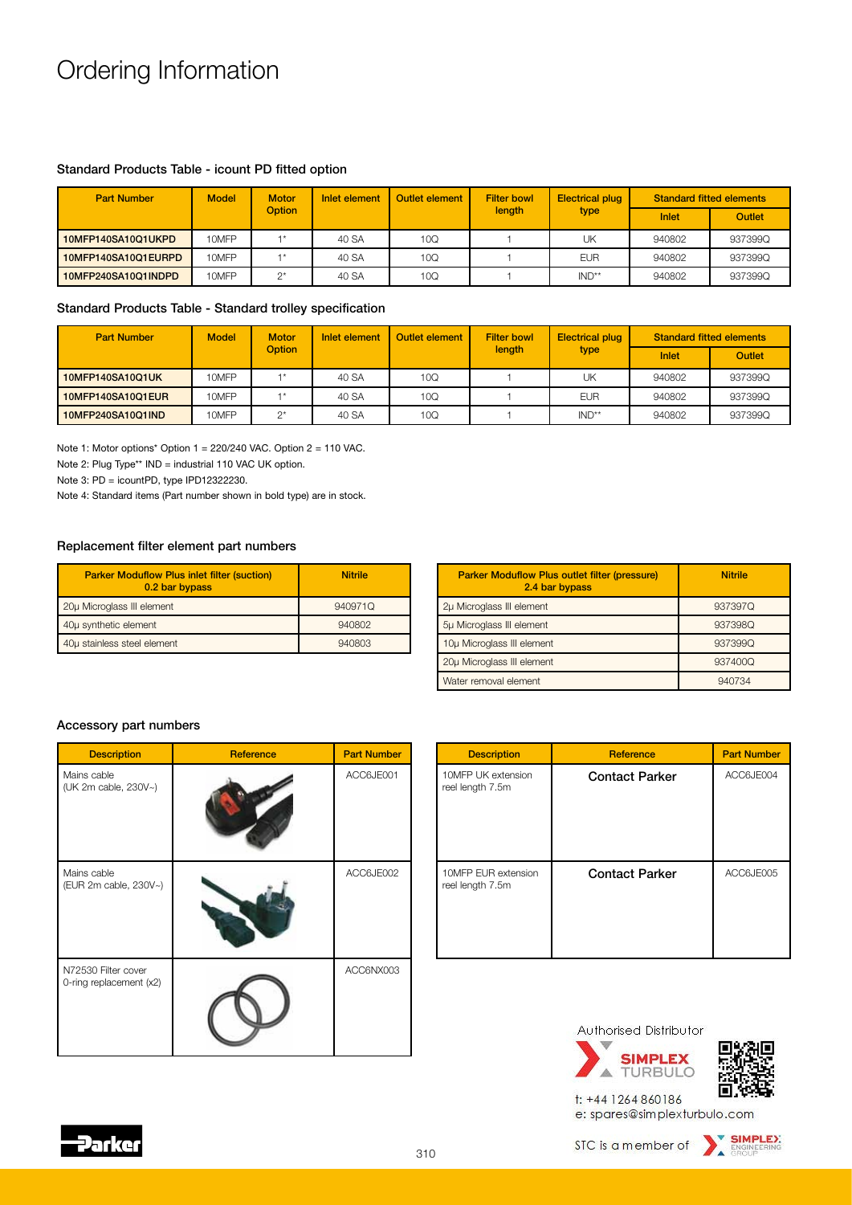# Ordering Information

### Standard Products Table - icount PD fitted option

| Part Number | Model | Motor Option | Inlet element | Outlet element | Filter bowl length | Electrical plug type | Standard fitted elements | |
|---|---|---|---|---|---|---|---|---|
| | | | | | | | Inlet | Outlet |
| **10MFP140SA10Q1UKPD** | 10MFP | 1* | 40 SA | 10Q | 1 | UK | 940802 | 937399Q |
| **10MFP140SA10Q1EURPD** | 10MFP | 1* | 40 SA | 10Q | 1 | EUR | 940802 | 937399Q |
| **10MFP240SA10Q1INDPD** | 10MFP | 2* | 40 SA | 10Q | 1 | IND** | 940802 | 937399Q |

### Standard Products Table - Standard trolley specification

| Part Number | Model | Motor Option | Inlet element | Outlet element | Filter bowl length | Electrical plug type | Standard fitted elements | |
|---|---|---|---|---|---|---|---|---|
| | | | | | | | Inlet | Outlet |
| **10MFP140SA10Q1UK** | 10MFP | 1* | 40 SA | 10Q | 1 | UK | 940802 | 937399Q |
| **10MFP140SA10Q1EUR** | 10MFP | 1* | 40 SA | 10Q | 1 | EUR | 940802 | 937399Q |
| **10MFP240SA10Q1IND** | 10MFP | 2* | 40 SA | 10Q | 1 | IND** | 940802 | 937399Q |

Note 1: Motor options* Option 1 = 220/240 VAC. Option 2 = 110 VAC.

Note 2: Plug Type** IND = industrial 110 VAC UK option.

Note 3: PD = icountPD, type IPD12322230.

Note 4: Standard items (Part number shown in bold type) are in stock.

### Replacement filter element part numbers

| Parker Moduflow Plus inlet filter (suction) 0.2 bar bypass | Nitrile |
|---|---|
| 20μ Microglass III element | 940971Q |
| 40μ synthetic element | 940802 |
| 40μ stainless steel element | 940803 |

| Parker Moduflow Plus outlet filter (pressure) 2.4 bar bypass | Nitrile |
|---|---|
| 2μ Microglass III element | 937397Q |
| 5μ Microglass III element | 937398Q |
| 10μ Microglass III element | 937399Q |
| 20μ Microglass III element | 937400Q |
| Water removal element | 940734 |

### Accessory part numbers

| Description | Reference | Part Number |
|---|---|---|
| Mains cable (UK 2m cable, 230V~) | | ACC6JE001 |
| Mains cable (EUR 2m cable, 230V~) | | ACC6JE002 |
| N72530 Filter cover O-ring replacement (x2) | | ACC6NX003 |

| Description | Reference | Part Number |
|---|---|---|
| 10MFP UK extension reel length 7.5m | Contact Parker | ACC6JE004 |
| 10MFP EUR extension reel length 7.5m | Contact Parker | ACC6JE005 |

Authorised Distributor

SIMPLEX TURBULO

t: +44 1264 860186
e: spares@simplexturbulo.com

STC is a member of SIMPLEX ENGINEERING GROUP